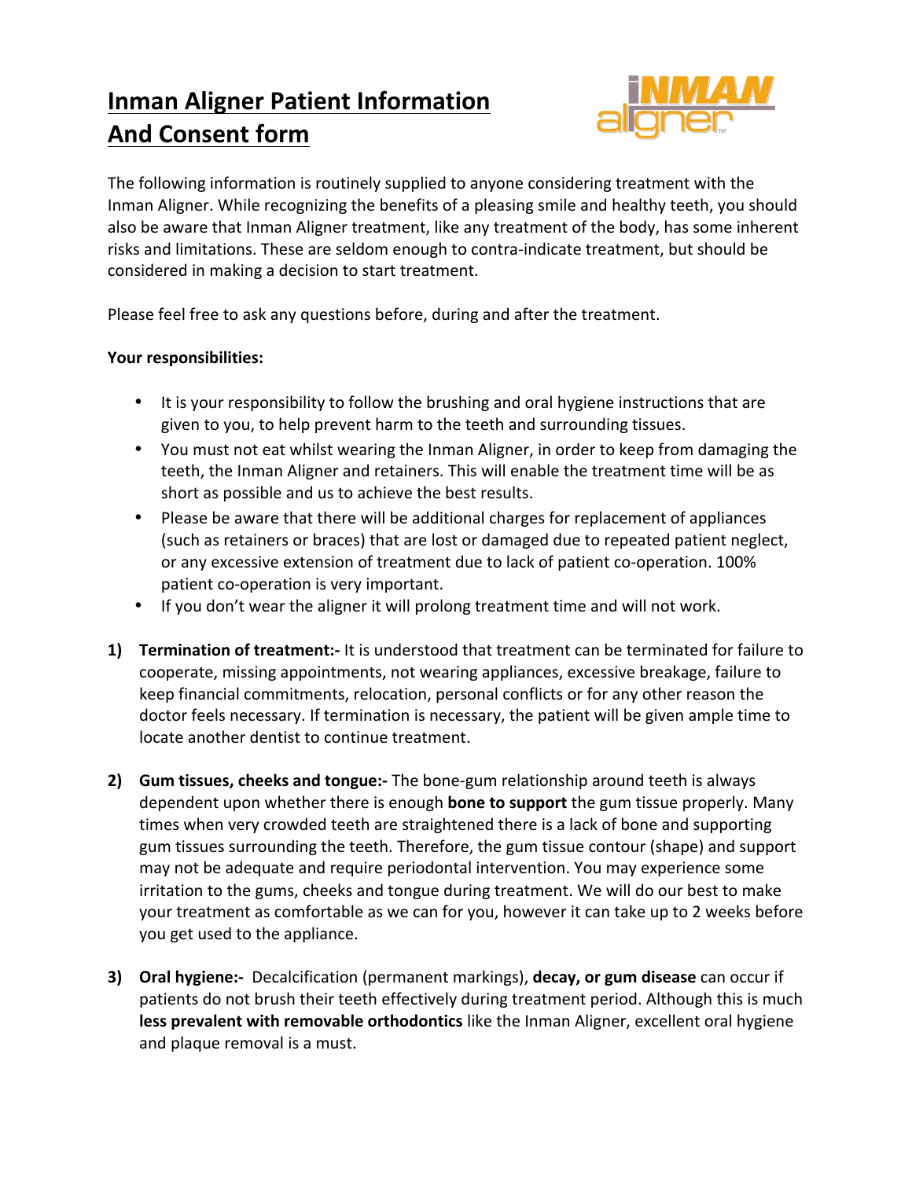# Inman Aligner Patient Information And Consent form

The following information is routinely supplied to anyone considering treatment with the Inman Aligner. While recognizing the benefits of a pleasing smile and healthy teeth, you should also be aware that Inman Aligner treatment, like any treatment of the body, has some inherent risks and limitations. These are seldom enough to contra-indicate treatment, but should be considered in making a decision to start treatment.

Please feel free to ask any questions before, during and after the treatment.

**Your responsibilities:**

- It is your responsibility to follow the brushing and oral hygiene instructions that are given to you, to help prevent harm to the teeth and surrounding tissues.
- You must not eat whilst wearing the Inman Aligner, in order to keep from damaging the teeth, the Inman Aligner and retainers. This will enable the treatment time will be as short as possible and us to achieve the best results.
- Please be aware that there will be additional charges for replacement of appliances (such as retainers or braces) that are lost or damaged due to repeated patient neglect, or any excessive extension of treatment due to lack of patient co-operation. 100% patient co-operation is very important.
- If you don't wear the aligner it will prolong treatment time and will not work.

1) **Termination of treatment:-** It is understood that treatment can be terminated for failure to cooperate, missing appointments, not wearing appliances, excessive breakage, failure to keep financial commitments, relocation, personal conflicts or for any other reason the doctor feels necessary. If termination is necessary, the patient will be given ample time to locate another dentist to continue treatment.

2) **Gum tissues, cheeks and tongue:-** The bone-gum relationship around teeth is always dependent upon whether there is enough **bone to support** the gum tissue properly. Many times when very crowded teeth are straightened there is a lack of bone and supporting gum tissues surrounding the teeth. Therefore, the gum tissue contour (shape) and support may not be adequate and require periodontal intervention. You may experience some irritation to the gums, cheeks and tongue during treatment. We will do our best to make your treatment as comfortable as we can for you, however it can take up to 2 weeks before you get used to the appliance.

3) **Oral hygiene:-** Decalcification (permanent markings), **decay, or gum disease** can occur if patients do not brush their teeth effectively during treatment period. Although this is much **less prevalent with removable orthodontics** like the Inman Aligner, excellent oral hygiene and plaque removal is a must.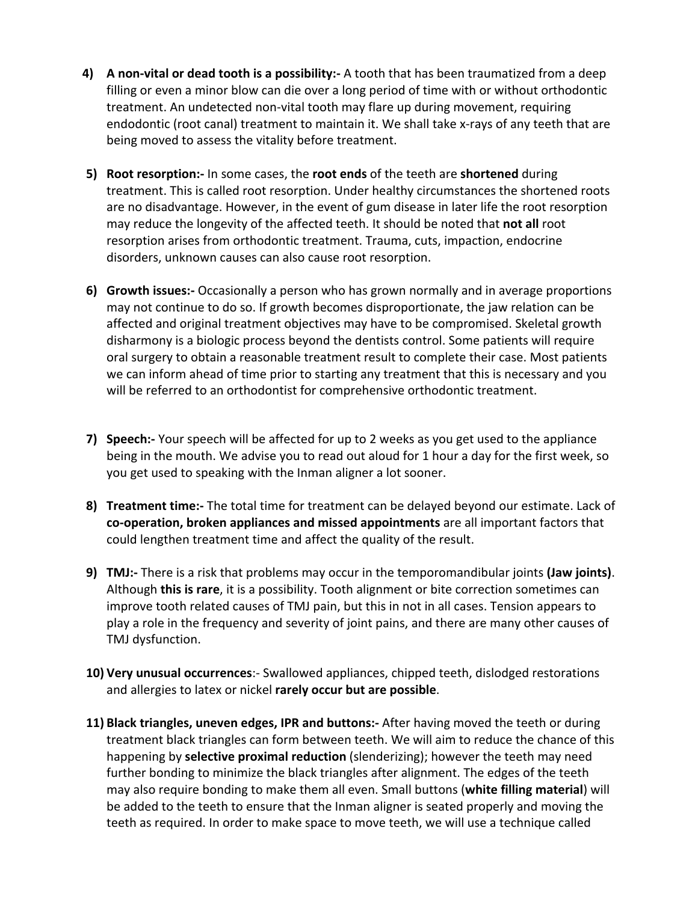4) **A non-vital or dead tooth is a possibility:-** A tooth that has been traumatized from a deep filling or even a minor blow can die over a long period of time with or without orthodontic treatment. An undetected non-vital tooth may flare up during movement, requiring endodontic (root canal) treatment to maintain it. We shall take x-rays of any teeth that are being moved to assess the vitality before treatment.

5) **Root resorption:-** In some cases, the **root ends** of the teeth are **shortened** during treatment. This is called root resorption. Under healthy circumstances the shortened roots are no disadvantage. However, in the event of gum disease in later life the root resorption may reduce the longevity of the affected teeth. It should be noted that **not all** root resorption arises from orthodontic treatment. Trauma, cuts, impaction, endocrine disorders, unknown causes can also cause root resorption.

6) **Growth issues:-** Occasionally a person who has grown normally and in average proportions may not continue to do so. If growth becomes disproportionate, the jaw relation can be affected and original treatment objectives may have to be compromised. Skeletal growth disharmony is a biologic process beyond the dentists control. Some patients will require oral surgery to obtain a reasonable treatment result to complete their case. Most patients we can inform ahead of time prior to starting any treatment that this is necessary and you will be referred to an orthodontist for comprehensive orthodontic treatment.

7) **Speech:-** Your speech will be affected for up to 2 weeks as you get used to the appliance being in the mouth. We advise you to read out aloud for 1 hour a day for the first week, so you get used to speaking with the Inman aligner a lot sooner.

8) **Treatment time:-** The total time for treatment can be delayed beyond our estimate. Lack of **co-operation, broken appliances and missed appointments** are all important factors that could lengthen treatment time and affect the quality of the result.

9) **TMJ:-** There is a risk that problems may occur in the temporomandibular joints **(Jaw joints)**. Although **this is rare**, it is a possibility. Tooth alignment or bite correction sometimes can improve tooth related causes of TMJ pain, but this in not in all cases. Tension appears to play a role in the frequency and severity of joint pains, and there are many other causes of TMJ dysfunction.

10) **Very unusual occurrences**:- Swallowed appliances, chipped teeth, dislodged restorations and allergies to latex or nickel **rarely occur but are possible**.

11) **Black triangles, uneven edges, IPR and buttons:-** After having moved the teeth or during treatment black triangles can form between teeth. We will aim to reduce the chance of this happening by **selective proximal reduction** (slenderizing); however the teeth may need further bonding to minimize the black triangles after alignment. The edges of the teeth may also require bonding to make them all even. Small buttons (**white filling material**) will be added to the teeth to ensure that the Inman aligner is seated properly and moving the teeth as required. In order to make space to move teeth, we will use a technique called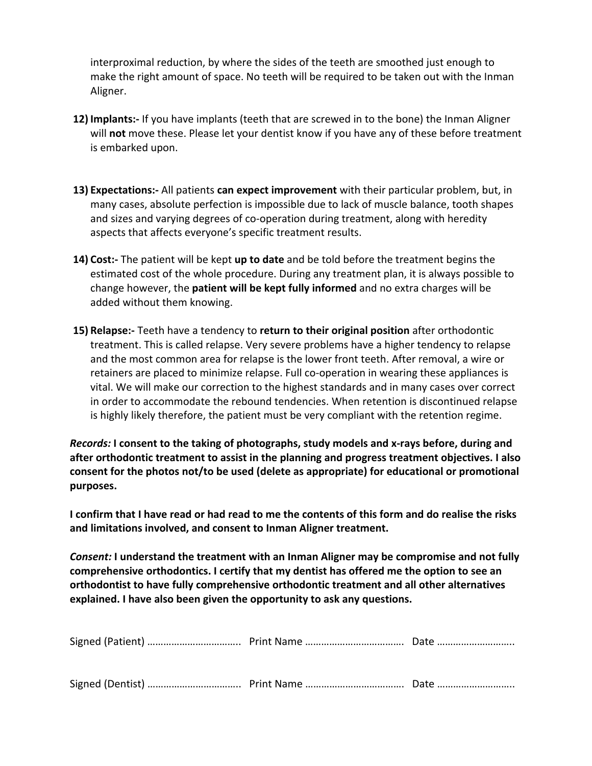interproximal reduction, by where the sides of the teeth are smoothed just enough to make the right amount of space. No teeth will be required to be taken out with the Inman Aligner.

12) **Implants:-** If you have implants (teeth that are screwed in to the bone) the Inman Aligner will **not** move these. Please let your dentist know if you have any of these before treatment is embarked upon.

13) **Expectations:-** All patients **can expect improvement** with their particular problem, but, in many cases, absolute perfection is impossible due to lack of muscle balance, tooth shapes and sizes and varying degrees of co-operation during treatment, along with heredity aspects that affects everyone's specific treatment results.

14) **Cost:-** The patient will be kept **up to date** and be told before the treatment begins the estimated cost of the whole procedure. During any treatment plan, it is always possible to change however, the **patient will be kept fully informed** and no extra charges will be added without them knowing.

15) **Relapse:-** Teeth have a tendency to **return to their original position** after orthodontic treatment. This is called relapse. Very severe problems have a higher tendency to relapse and the most common area for relapse is the lower front teeth. After removal, a wire or retainers are placed to minimize relapse. Full co-operation in wearing these appliances is vital. We will make our correction to the highest standards and in many cases over correct in order to accommodate the rebound tendencies. When retention is discontinued relapse is highly likely therefore, the patient must be very compliant with the retention regime.

***Records:* I consent to the taking of photographs, study models and x-rays before, during and after orthodontic treatment to assist in the planning and progress treatment objectives. I also consent for the photos not/to be used (delete as appropriate) for educational or promotional purposes.**

**I confirm that I have read or had read to me the contents of this form and do realise the risks and limitations involved, and consent to Inman Aligner treatment.**

***Consent:* I understand the treatment with an Inman Aligner may be compromise and not fully comprehensive orthodontics. I certify that my dentist has offered me the option to see an orthodontist to have fully comprehensive orthodontic treatment and all other alternatives explained. I have also been given the opportunity to ask any questions.**

Signed (Patient) …………………………….. Print Name ………………………………. Date ………………………..

Signed (Dentist) …………………………….. Print Name ………………………………. Date ………………………..